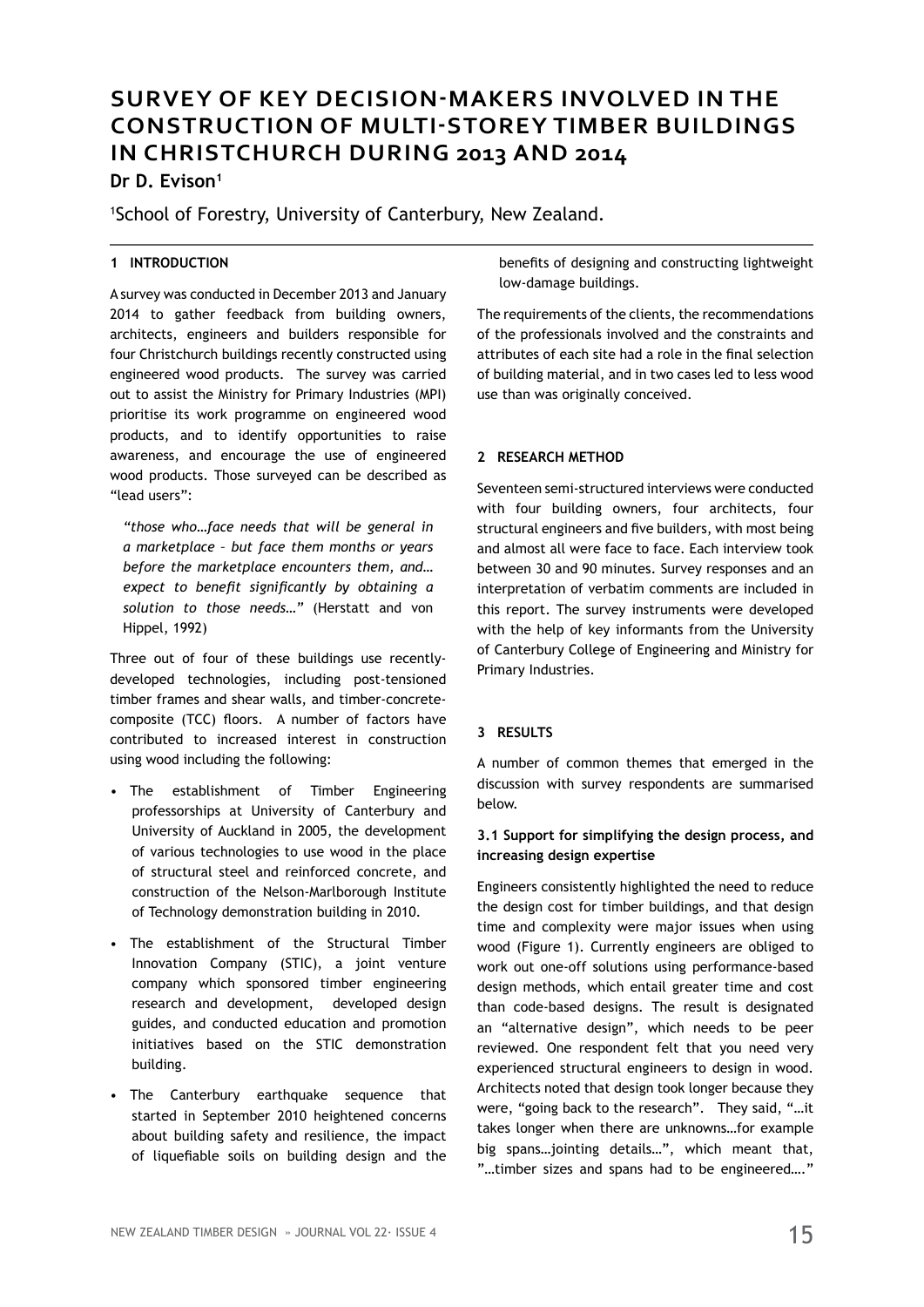# SURVEY OF KEY DECISION-MAKERS INVOLVED IN THE CONSTRUCTION OF MULTI-STOREY TIMBER BUILDINGS IN CHRISTCHURCH DURING 2013 AND 2014

**Dr D. Evison[1]**

[1]School of Forestry, University of Canterbury, New Zealand.

## 1 INTRODUCTION

A survey was conducted in December 2013 and January 2014 to gather feedback from building owners, architects, engineers and builders responsible for four Christchurch buildings recently constructed using engineered wood products. The survey was carried out to assist the Ministry for Primary Industries (MPI) prioritise its work programme on engineered wood products, and to identify opportunities to raise awareness, and encourage the use of engineered wood products. Those surveyed can be described as "lead users":

> *"those who…face needs that will be general in a marketplace – but face them months or years before the marketplace encounters them, and… expect to benefit significantly by obtaining a solution to those needs…"* (Herstatt and von Hippel, 1992)

Three out of four of these buildings use recently-developed technologies, including post-tensioned timber frames and shear walls, and timber-concrete-composite (TCC) floors. A number of factors have contributed to increased interest in construction using wood including the following:

- The establishment of Timber Engineering professorships at University of Canterbury and University of Auckland in 2005, the development of various technologies to use wood in the place of structural steel and reinforced concrete, and construction of the Nelson-Marlborough Institute of Technology demonstration building in 2010.
- The establishment of the Structural Timber Innovation Company (STIC), a joint venture company which sponsored timber engineering research and development, developed design guides, and conducted education and promotion initiatives based on the STIC demonstration building.
- The Canterbury earthquake sequence that started in September 2010 heightened concerns about building safety and resilience, the impact of liquefiable soils on building design and the benefits of designing and constructing lightweight low-damage buildings.

The requirements of the clients, the recommendations of the professionals involved and the constraints and attributes of each site had a role in the final selection of building material, and in two cases led to less wood use than was originally conceived.

## 2 RESEARCH METHOD

Seventeen semi-structured interviews were conducted with four building owners, four architects, four structural engineers and five builders, with most being and almost all were face to face. Each interview took between 30 and 90 minutes. Survey responses and an interpretation of verbatim comments are included in this report. The survey instruments were developed with the help of key informants from the University of Canterbury College of Engineering and Ministry for Primary Industries.

## 3 RESULTS

A number of common themes that emerged in the discussion with survey respondents are summarised below.

### 3.1 Support for simplifying the design process, and increasing design expertise

Engineers consistently highlighted the need to reduce the design cost for timber buildings, and that design time and complexity were major issues when using wood (Figure 1). Currently engineers are obliged to work out one-off solutions using performance-based design methods, which entail greater time and cost than code-based designs. The result is designated an "alternative design", which needs to be peer reviewed. One respondent felt that you need very experienced structural engineers to design in wood. Architects noted that design took longer because they were, "going back to the research". They said, "…it takes longer when there are unknowns…for example big spans…jointing details…", which meant that, "…timber sizes and spans had to be engineered…."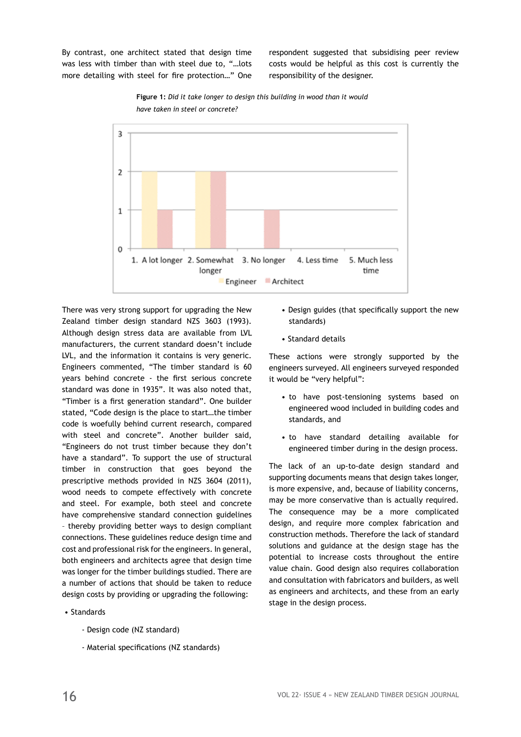By contrast, one architect stated that design time was less with timber than with steel due to, "…lots more detailing with steel for fire protection…" One respondent suggested that subsidising peer review costs would be helpful as this cost is currently the responsibility of the designer.

**Figure 1:** *Did it take longer to design this building in wood than it would have taken in steel or concrete?*

| Response | Engineer | Architect |
|---|---|---|
| 1. A lot longer | 2 | 1 |
| 2. Somewhat longer | 2 | 2 |
| 3. No longer | 0 | 1 |
| 4. Less time | 0 | 0 |
| 5. Much less time | 0 | 0 |

There was very strong support for upgrading the New Zealand timber design standard NZS 3603 (1993). Although design stress data are available from LVL manufacturers, the current standard doesn't include LVL, and the information it contains is very generic. Engineers commented, "The timber standard is 60 years behind concrete - the first serious concrete standard was done in 1935". It was also noted that, "Timber is a first generation standard". One builder stated, "Code design is the place to start…the timber code is woefully behind current research, compared with steel and concrete". Another builder said, "Engineers do not trust timber because they don't have a standard". To support the use of structural timber in construction that goes beyond the prescriptive methods provided in NZS 3604 (2011), wood needs to compete effectively with concrete and steel. For example, both steel and concrete have comprehensive standard connection guidelines – thereby providing better ways to design compliant connections. These guidelines reduce design time and cost and professional risk for the engineers. In general, both engineers and architects agree that design time was longer for the timber buildings studied. There are a number of actions that should be taken to reduce design costs by providing or upgrading the following:

- Standards
  - Design code (NZ standard)
  - Material specifications (NZ standards)
- Design guides (that specifically support the new standards)
- Standard details

These actions were strongly supported by the engineers surveyed. All engineers surveyed responded it would be "very helpful":

- to have post-tensioning systems based on engineered wood included in building codes and standards, and
- to have standard detailing available for engineered timber during in the design process.

The lack of an up-to-date design standard and supporting documents means that design takes longer, is more expensive, and, because of liability concerns, may be more conservative than is actually required. The consequence may be a more complicated design, and require more complex fabrication and construction methods. Therefore the lack of standard solutions and guidance at the design stage has the potential to increase costs throughout the entire value chain. Good design also requires collaboration and consultation with fabricators and builders, as well as engineers and architects, and these from an early stage in the design process.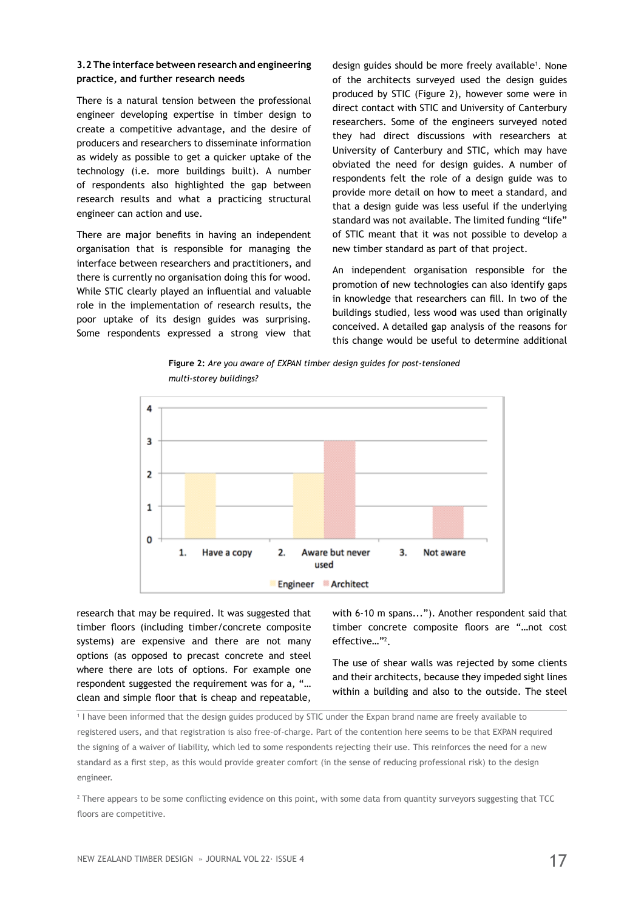### 3.2 The interface between research and engineering practice, and further research needs

There is a natural tension between the professional engineer developing expertise in timber design to create a competitive advantage, and the desire of producers and researchers to disseminate information as widely as possible to get a quicker uptake of the technology (i.e. more buildings built). A number of respondents also highlighted the gap between research results and what a practicing structural engineer can action and use.

There are major benefits in having an independent organisation that is responsible for managing the interface between researchers and practitioners, and there is currently no organisation doing this for wood. While STIC clearly played an influential and valuable role in the implementation of research results, the poor uptake of its design guides was surprising. Some respondents expressed a strong view that design guides should be more freely available[1]. None of the architects surveyed used the design guides produced by STIC (Figure 2), however some were in direct contact with STIC and University of Canterbury researchers. Some of the engineers surveyed noted they had direct discussions with researchers at University of Canterbury and STIC, which may have obviated the need for design guides. A number of respondents felt the role of a design guide was to provide more detail on how to meet a standard, and that a design guide was less useful if the underlying standard was not available. The limited funding "life" of STIC meant that it was not possible to develop a new timber standard as part of that project.

An independent organisation responsible for the promotion of new technologies can also identify gaps in knowledge that researchers can fill. In two of the buildings studied, less wood was used than originally conceived. A detailed gap analysis of the reasons for this change would be useful to determine additional research that may be required. It was suggested that timber floors (including timber/concrete composite systems) are expensive and there are not many options (as opposed to precast concrete and steel where there are lots of options. For example one respondent suggested the requirement was for a, "… clean and simple floor that is cheap and repeatable, with 6-10 m spans…"). Another respondent said that timber concrete composite floors are "…not cost effective…"[2].

**Figure 2:** *Are you aware of EXPAN timber design guides for post-tensioned multi-storey buildings?*

| | Engineer | Architect |
|---|---|---|
| 1. Have a copy | 2 | 0 |
| 2. Aware but never used | 2 | 3 |
| 3. Not aware | 0 | 1 |

The use of shear walls was rejected by some clients and their architects, because they impeded sight lines within a building and also to the outside. The steel

[1] I have been informed that the design guides produced by STIC under the Expan brand name are freely available to registered users, and that registration is also free-of-charge. Part of the contention here seems to be that EXPAN required the signing of a waiver of liability, which led to some respondents rejecting their use. This reinforces the need for a new standard as a first step, as this would provide greater comfort (in the sense of reducing professional risk) to the design engineer.

[2] There appears to be some conflicting evidence on this point, with some data from quantity surveyors suggesting that TCC floors are competitive.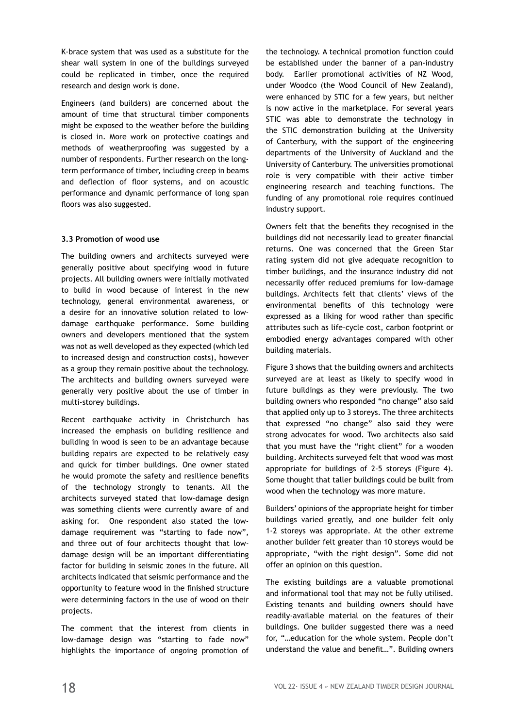K-brace system that was used as a substitute for the shear wall system in one of the buildings surveyed could be replicated in timber, once the required research and design work is done.

Engineers (and builders) are concerned about the amount of time that structural timber components might be exposed to the weather before the building is closed in. More work on protective coatings and methods of weatherproofing was suggested by a number of respondents. Further research on the long-term performance of timber, including creep in beams and deflection of floor systems, and on acoustic performance and dynamic performance of long span floors was also suggested.

### 3.3 Promotion of wood use

The building owners and architects surveyed were generally positive about specifying wood in future projects. All building owners were initially motivated to build in wood because of interest in the new technology, general environmental awareness, or a desire for an innovative solution related to low-damage earthquake performance. Some building owners and developers mentioned that the system was not as well developed as they expected (which led to increased design and construction costs), however as a group they remain positive about the technology. The architects and building owners surveyed were generally very positive about the use of timber in multi-storey buildings.

Recent earthquake activity in Christchurch has increased the emphasis on building resilience and building in wood is seen to be an advantage because building repairs are expected to be relatively easy and quick for timber buildings. One owner stated he would promote the safety and resilience benefits of the technology strongly to tenants. All the architects surveyed stated that low-damage design was something clients were currently aware of and asking for. One respondent also stated the low-damage requirement was "starting to fade now", and three out of four architects thought that low-damage design will be an important differentiating factor for building in seismic zones in the future. All architects indicated that seismic performance and the opportunity to feature wood in the finished structure were determining factors in the use of wood on their projects.

The comment that the interest from clients in low-damage design was "starting to fade now" highlights the importance of ongoing promotion of the technology. A technical promotion function could be established under the banner of a pan-industry body. Earlier promotional activities of NZ Wood, under Woodco (the Wood Council of New Zealand), were enhanced by STIC for a few years, but neither is now active in the marketplace. For several years STIC was able to demonstrate the technology in the STIC demonstration building at the University of Canterbury, with the support of the engineering departments of the University of Auckland and the University of Canterbury. The universities promotional role is very compatible with their active timber engineering research and teaching functions. The funding of any promotional role requires continued industry support.

Owners felt that the benefits they recognised in the buildings did not necessarily lead to greater financial returns. One was concerned that the Green Star rating system did not give adequate recognition to timber buildings, and the insurance industry did not necessarily offer reduced premiums for low-damage buildings. Architects felt that clients' views of the environmental benefits of this technology were expressed as a liking for wood rather than specific attributes such as life-cycle cost, carbon footprint or embodied energy advantages compared with other building materials.

Figure 3 shows that the building owners and architects surveyed are at least as likely to specify wood in future buildings as they were previously. The two building owners who responded "no change" also said that applied only up to 3 storeys. The three architects that expressed "no change" also said they were strong advocates for wood. Two architects also said that you must have the "right client" for a wooden building. Architects surveyed felt that wood was most appropriate for buildings of 2-5 storeys (Figure 4). Some thought that taller buildings could be built from wood when the technology was more mature.

Builders' opinions of the appropriate height for timber buildings varied greatly, and one builder felt only 1-2 storeys was appropriate. At the other extreme another builder felt greater than 10 storeys would be appropriate, "with the right design". Some did not offer an opinion on this question.

The existing buildings are a valuable promotional and informational tool that may not be fully utilised. Existing tenants and building owners should have readily-available material on the features of their buildings. One builder suggested there was a need for, "…education for the whole system. People don't understand the value and benefit…". Building owners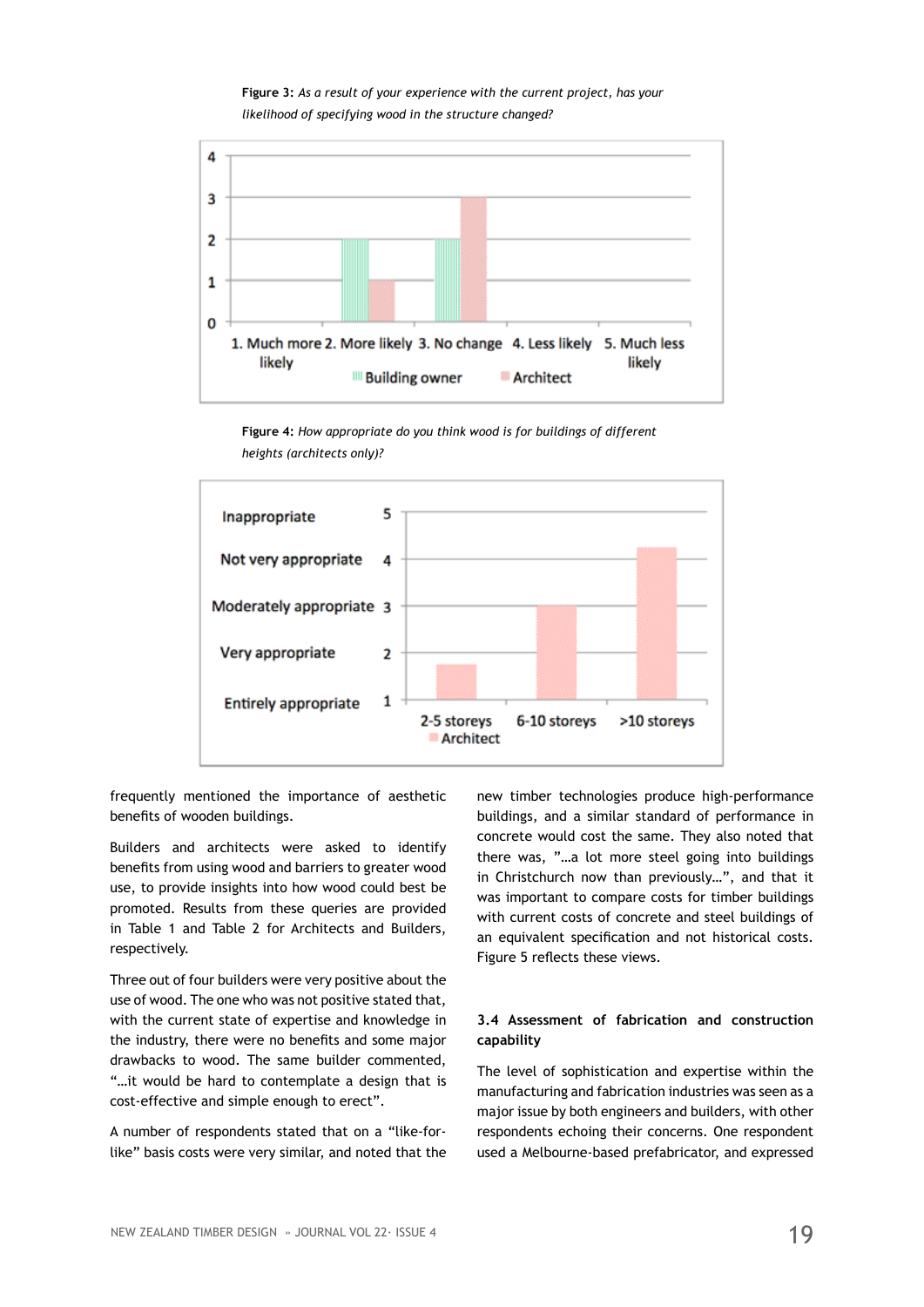**Figure 3:** *As a result of your experience with the current project, has your likelihood of specifying wood in the structure changed?*

**Figure 4:** *How appropriate do you think wood is for buildings of different heights (architects only)?*

frequently mentioned the importance of aesthetic benefits of wooden buildings.

Builders and architects were asked to identify benefits from using wood and barriers to greater wood use, to provide insights into how wood could best be promoted. Results from these queries are provided in Table 1 and Table 2 for Architects and Builders, respectively.

Three out of four builders were very positive about the use of wood. The one who was not positive stated that, with the current state of expertise and knowledge in the industry, there were no benefits and some major drawbacks to wood. The same builder commented, "…it would be hard to contemplate a design that is cost-effective and simple enough to erect".

A number of respondents stated that on a "like-for-like" basis costs were very similar, and noted that the new timber technologies produce high-performance buildings, and a similar standard of performance in concrete would cost the same. They also noted that there was, "…a lot more steel going into buildings in Christchurch now than previously…", and that it was important to compare costs for timber buildings with current costs of concrete and steel buildings of an equivalent specification and not historical costs. Figure 5 reflects these views.

### 3.4 Assessment of fabrication and construction capability

The level of sophistication and expertise within the manufacturing and fabrication industries was seen as a major issue by both engineers and builders, with other respondents echoing their concerns. One respondent used a Melbourne-based prefabricator, and expressed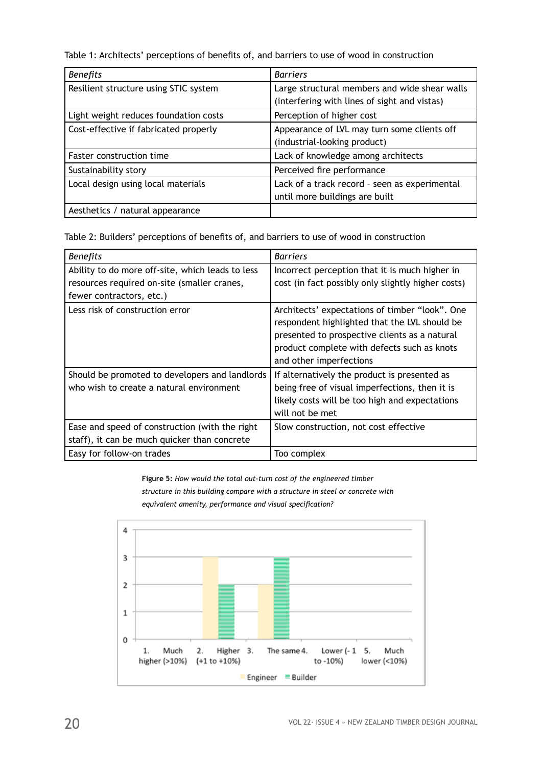Table 1: Architects' perceptions of benefits of, and barriers to use of wood in construction

| *Benefits* | *Barriers* |
|---|---|
| Resilient structure using STIC system | Large structural members and wide shear walls (interfering with lines of sight and vistas) |
| Light weight reduces foundation costs | Perception of higher cost |
| Cost-effective if fabricated properly | Appearance of LVL may turn some clients off (industrial-looking product) |
| Faster construction time | Lack of knowledge among architects |
| Sustainability story | Perceived fire performance |
| Local design using local materials | Lack of a track record – seen as experimental until more buildings are built |
| Aesthetics / natural appearance | |

Table 2: Builders' perceptions of benefits of, and barriers to use of wood in construction

| *Benefits* | *Barriers* |
|---|---|
| Ability to do more off-site, which leads to less resources required on-site (smaller cranes, fewer contractors, etc.) | Incorrect perception that it is much higher in cost (in fact possibly only slightly higher costs) |
| Less risk of construction error | Architects' expectations of timber "look". One respondent highlighted that the LVL should be presented to prospective clients as a natural product complete with defects such as knots and other imperfections |
| Should be promoted to developers and landlords who wish to create a natural environment | If alternatively the product is presented as being free of visual imperfections, then it is likely costs will be too high and expectations will not be met |
| Ease and speed of construction (with the right staff), it can be much quicker than concrete | Slow construction, not cost effective |
| Easy for follow-on trades | Too complex |

**Figure 5:** *How would the total out-turn cost of the engineered timber structure in this building compare with a structure in steel or concrete with equivalent amenity, performance and visual specification?*

| Response | Engineer | Builder |
|---|---|---|
| 1. Much higher (>10%) | 0 | 0 |
| 2. Higher (+1 to +10%) | 3 | 2 |
| 3. The same | 2 | 3 |
| 4. Lower (-1 to -10%) | 0 | 0 |
| 5. Much lower (<10%) | 0 | 0 |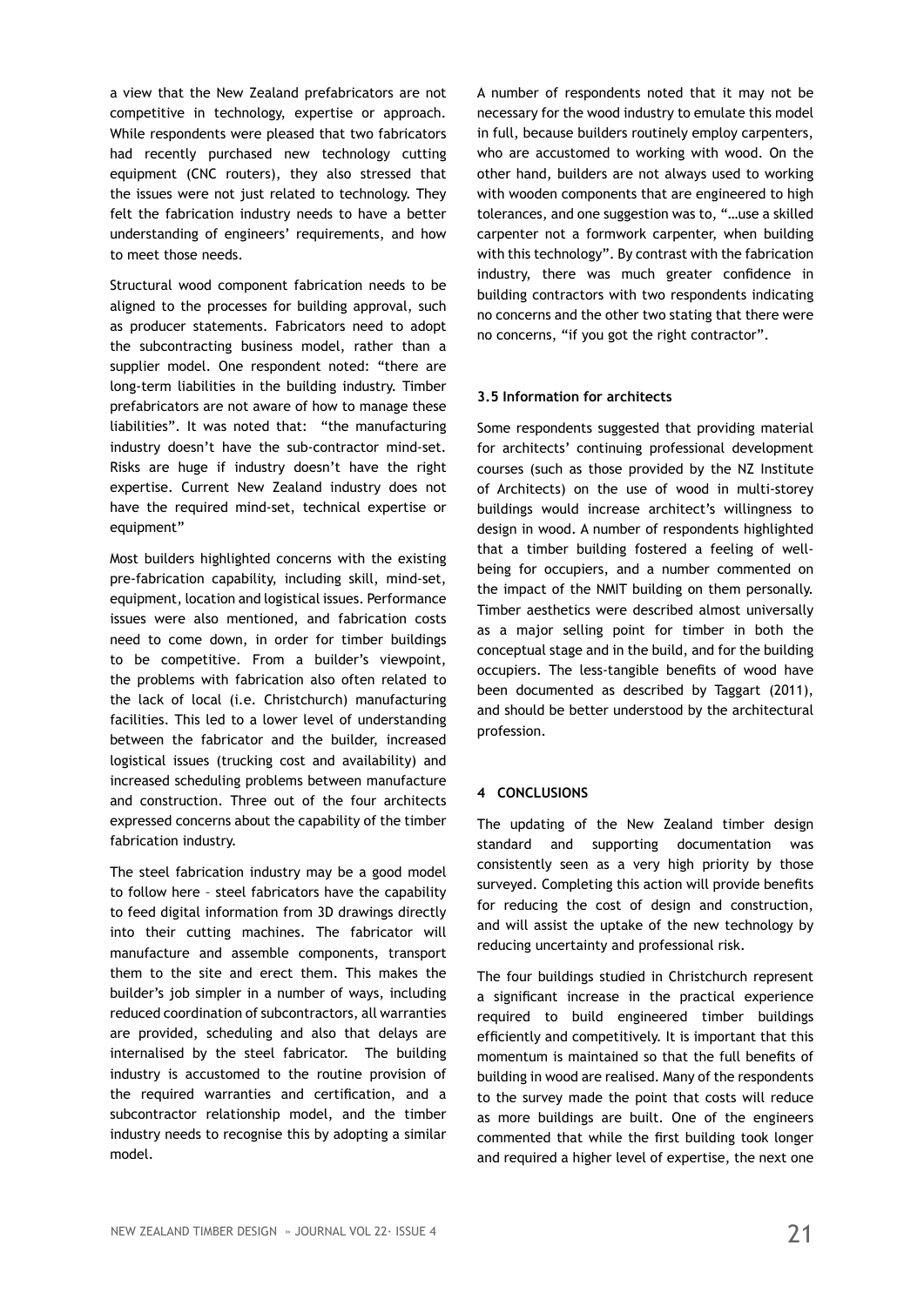a view that the New Zealand prefabricators are not competitive in technology, expertise or approach. While respondents were pleased that two fabricators had recently purchased new technology cutting equipment (CNC routers), they also stressed that the issues were not just related to technology. They felt the fabrication industry needs to have a better understanding of engineers' requirements, and how to meet those needs.

Structural wood component fabrication needs to be aligned to the processes for building approval, such as producer statements. Fabricators need to adopt the subcontracting business model, rather than a supplier model. One respondent noted: "there are long-term liabilities in the building industry. Timber prefabricators are not aware of how to manage these liabilities". It was noted that: "the manufacturing industry doesn't have the sub-contractor mind-set. Risks are huge if industry doesn't have the right expertise. Current New Zealand industry does not have the required mind-set, technical expertise or equipment"

Most builders highlighted concerns with the existing pre-fabrication capability, including skill, mind-set, equipment, location and logistical issues. Performance issues were also mentioned, and fabrication costs need to come down, in order for timber buildings to be competitive. From a builder's viewpoint, the problems with fabrication also often related to the lack of local (i.e. Christchurch) manufacturing facilities. This led to a lower level of understanding between the fabricator and the builder, increased logistical issues (trucking cost and availability) and increased scheduling problems between manufacture and construction. Three out of the four architects expressed concerns about the capability of the timber fabrication industry.

The steel fabrication industry may be a good model to follow here – steel fabricators have the capability to feed digital information from 3D drawings directly into their cutting machines. The fabricator will manufacture and assemble components, transport them to the site and erect them. This makes the builder's job simpler in a number of ways, including reduced coordination of subcontractors, all warranties are provided, scheduling and also that delays are internalised by the steel fabricator. The building industry is accustomed to the routine provision of the required warranties and certification, and a subcontractor relationship model, and the timber industry needs to recognise this by adopting a similar model.

A number of respondents noted that it may not be necessary for the wood industry to emulate this model in full, because builders routinely employ carpenters, who are accustomed to working with wood. On the other hand, builders are not always used to working with wooden components that are engineered to high tolerances, and one suggestion was to, "…use a skilled carpenter not a formwork carpenter, when building with this technology". By contrast with the fabrication industry, there was much greater confidence in building contractors with two respondents indicating no concerns and the other two stating that there were no concerns, "if you got the right contractor".

### 3.5 Information for architects

Some respondents suggested that providing material for architects' continuing professional development courses (such as those provided by the NZ Institute of Architects) on the use of wood in multi-storey buildings would increase architect's willingness to design in wood. A number of respondents highlighted that a timber building fostered a feeling of well-being for occupiers, and a number commented on the impact of the NMIT building on them personally. Timber aesthetics were described almost universally as a major selling point for timber in both the conceptual stage and in the build, and for the building occupiers. The less-tangible benefits of wood have been documented as described by Taggart (2011), and should be better understood by the architectural profession.

## 4 CONCLUSIONS

The updating of the New Zealand timber design standard and supporting documentation was consistently seen as a very high priority by those surveyed. Completing this action will provide benefits for reducing the cost of design and construction, and will assist the uptake of the new technology by reducing uncertainty and professional risk.

The four buildings studied in Christchurch represent a significant increase in the practical experience required to build engineered timber buildings efficiently and competitively. It is important that this momentum is maintained so that the full benefits of building in wood are realised. Many of the respondents to the survey made the point that costs will reduce as more buildings are built. One of the engineers commented that while the first building took longer and required a higher level of expertise, the next one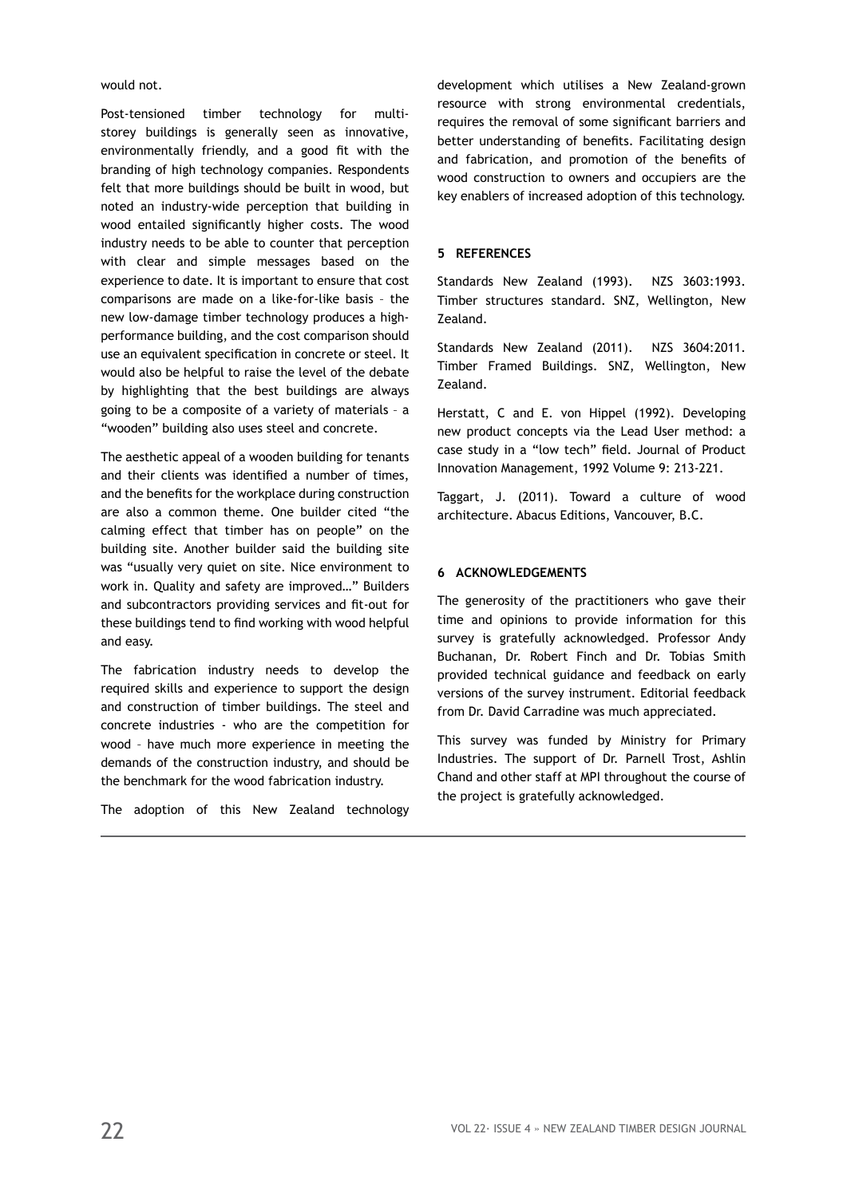would not.

Post-tensioned timber technology for multi-storey buildings is generally seen as innovative, environmentally friendly, and a good fit with the branding of high technology companies. Respondents felt that more buildings should be built in wood, but noted an industry-wide perception that building in wood entailed significantly higher costs. The wood industry needs to be able to counter that perception with clear and simple messages based on the experience to date. It is important to ensure that cost comparisons are made on a like-for-like basis – the new low-damage timber technology produces a high-performance building, and the cost comparison should use an equivalent specification in concrete or steel. It would also be helpful to raise the level of the debate by highlighting that the best buildings are always going to be a composite of a variety of materials – a "wooden" building also uses steel and concrete.

The aesthetic appeal of a wooden building for tenants and their clients was identified a number of times, and the benefits for the workplace during construction are also a common theme. One builder cited "the calming effect that timber has on people" on the building site. Another builder said the building site was "usually very quiet on site. Nice environment to work in. Quality and safety are improved…" Builders and subcontractors providing services and fit-out for these buildings tend to find working with wood helpful and easy.

The fabrication industry needs to develop the required skills and experience to support the design and construction of timber buildings. The steel and concrete industries - who are the competition for wood – have much more experience in meeting the demands of the construction industry, and should be the benchmark for the wood fabrication industry.

The adoption of this New Zealand technology development which utilises a New Zealand-grown resource with strong environmental credentials, requires the removal of some significant barriers and better understanding of benefits. Facilitating design and fabrication, and promotion of the benefits of wood construction to owners and occupiers are the key enablers of increased adoption of this technology.

## 5 REFERENCES

Standards New Zealand (1993). NZS 3603:1993. Timber structures standard. SNZ, Wellington, New Zealand.

Standards New Zealand (2011). NZS 3604:2011. Timber Framed Buildings. SNZ, Wellington, New Zealand.

Herstatt, C and E. von Hippel (1992). Developing new product concepts via the Lead User method: a case study in a "low tech" field. Journal of Product Innovation Management, 1992 Volume 9: 213-221.

Taggart, J. (2011). Toward a culture of wood architecture. Abacus Editions, Vancouver, B.C.

## 6 ACKNOWLEDGEMENTS

The generosity of the practitioners who gave their time and opinions to provide information for this survey is gratefully acknowledged. Professor Andy Buchanan, Dr. Robert Finch and Dr. Tobias Smith provided technical guidance and feedback on early versions of the survey instrument. Editorial feedback from Dr. David Carradine was much appreciated.

This survey was funded by Ministry for Primary Industries. The support of Dr. Parnell Trost, Ashlin Chand and other staff at MPI throughout the course of the project is gratefully acknowledged.